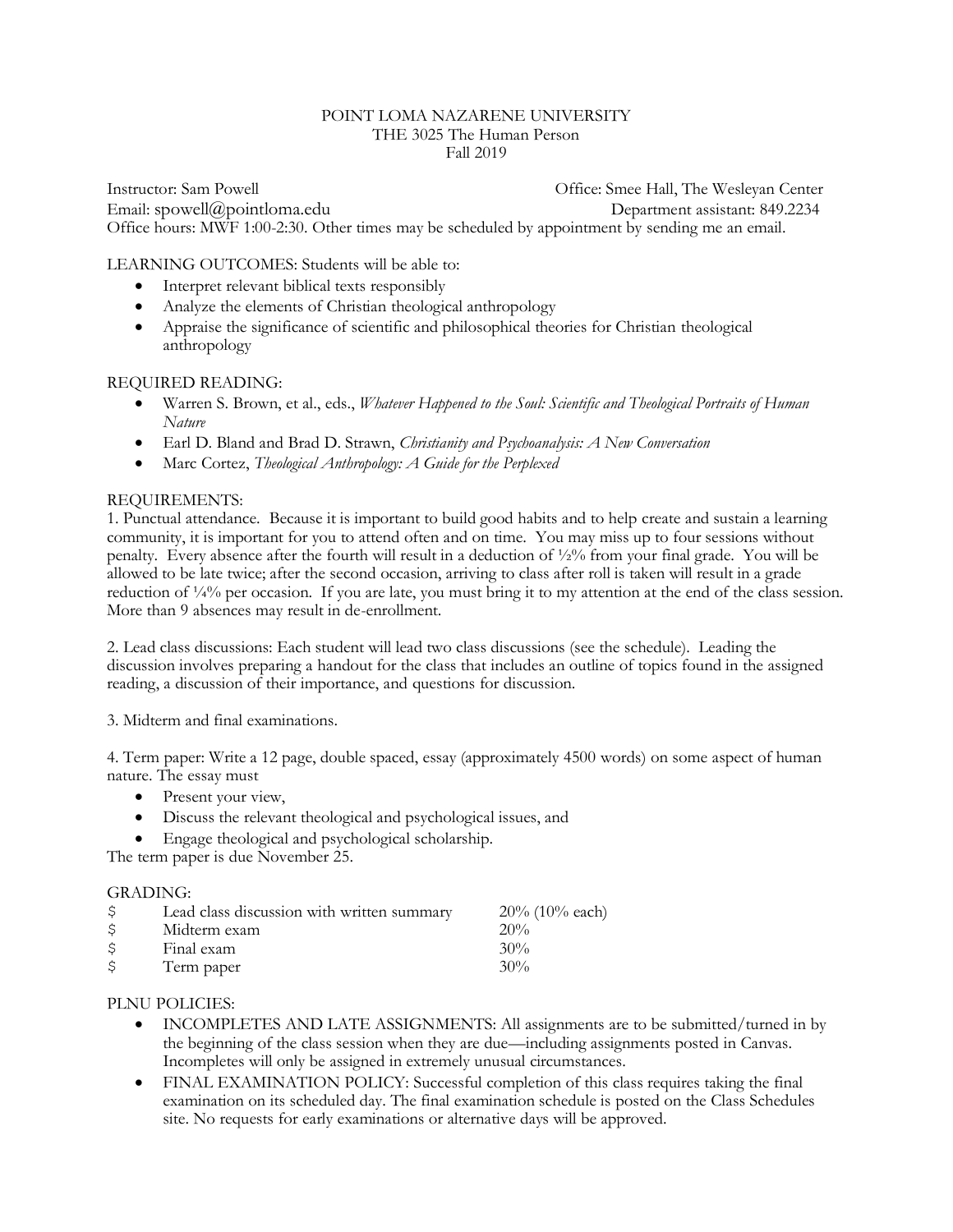POINT LOMA NAZARENE UNIVERSITY
THE 3025 The Human Person
Fall 2019

Instructor: Sam Powell
Office: Smee Hall, The Wesleyan Center
Email: spowell@pointloma.edu
Department assistant: 849.2234
Office hours: MWF 1:00-2:30. Other times may be scheduled by appointment by sending me an email.

LEARNING OUTCOMES: Students will be able to:

- Interpret relevant biblical texts responsibly
- Analyze the elements of Christian theological anthropology
- Appraise the significance of scientific and philosophical theories for Christian theological anthropology

REQUIRED READING:

- Warren S. Brown, et al., eds., *Whatever Happened to the Soul: Scientific and Theological Portraits of Human Nature*
- Earl D. Bland and Brad D. Strawn, *Christianity and Psychoanalysis: A New Conversation*
- Marc Cortez, *Theological Anthropology: A Guide for the Perplexed*

REQUIREMENTS:

1. Punctual attendance. Because it is important to build good habits and to help create and sustain a learning community, it is important for you to attend often and on time. You may miss up to four sessions without penalty. Every absence after the fourth will result in a deduction of ½% from your final grade. You will be allowed to be late twice; after the second occasion, arriving to class after roll is taken will result in a grade reduction of ¼% per occasion. If you are late, you must bring it to my attention at the end of the class session. More than 9 absences may result in de-enrollment.

2. Lead class discussions: Each student will lead two class discussions (see the schedule). Leading the discussion involves preparing a handout for the class that includes an outline of topics found in the assigned reading, a discussion of their importance, and questions for discussion.

3. Midterm and final examinations.

4. Term paper: Write a 12 page, double spaced, essay (approximately 4500 words) on some aspect of human nature. The essay must
   - Present your view,
   - Discuss the relevant theological and psychological issues, and
   - Engage theological and psychological scholarship.

The term paper is due November 25.

GRADING:

| | | |
|---|---|---|
| $ | Lead class discussion with written summary | 20% (10% each) |
| $ | Midterm exam | 20% |
| $ | Final exam | 30% |
| $ | Term paper | 30% |

PLNU POLICIES:

- INCOMPLETES AND LATE ASSIGNMENTS: All assignments are to be submitted/turned in by the beginning of the class session when they are due—including assignments posted in Canvas. Incompletes will only be assigned in extremely unusual circumstances.
- FINAL EXAMINATION POLICY: Successful completion of this class requires taking the final examination on its scheduled day. The final examination schedule is posted on the Class Schedules site. No requests for early examinations or alternative days will be approved.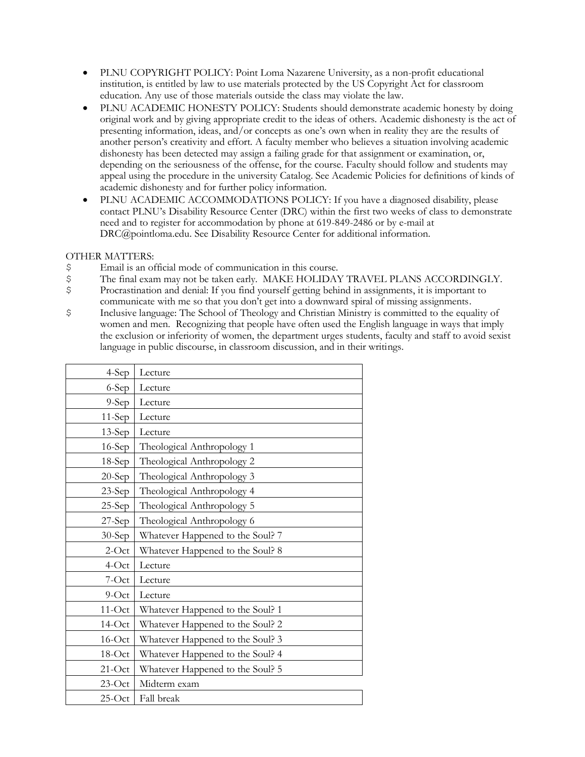- PLNU COPYRIGHT POLICY: Point Loma Nazarene University, as a non-profit educational institution, is entitled by law to use materials protected by the US Copyright Act for classroom education. Any use of those materials outside the class may violate the law.
- PLNU ACADEMIC HONESTY POLICY: Students should demonstrate academic honesty by doing original work and by giving appropriate credit to the ideas of others. Academic dishonesty is the act of presenting information, ideas, and/or concepts as one's own when in reality they are the results of another person's creativity and effort. A faculty member who believes a situation involving academic dishonesty has been detected may assign a failing grade for that assignment or examination, or, depending on the seriousness of the offense, for the course. Faculty should follow and students may appeal using the procedure in the university Catalog. See Academic Policies for definitions of kinds of academic dishonesty and for further policy information.
- PLNU ACADEMIC ACCOMMODATIONS POLICY: If you have a diagnosed disability, please contact PLNU's Disability Resource Center (DRC) within the first two weeks of class to demonstrate need and to register for accommodation by phone at 619-849-2486 or by e-mail at DRC@pointloma.edu. See Disability Resource Center for additional information.

OTHER MATTERS:

$ Email is an official mode of communication in this course.

$ The final exam may not be taken early. MAKE HOLIDAY TRAVEL PLANS ACCORDINGLY.

$ Procrastination and denial: If you find yourself getting behind in assignments, it is important to communicate with me so that you don't get into a downward spiral of missing assignments.

$ Inclusive language: The School of Theology and Christian Ministry is committed to the equality of women and men. Recognizing that people have often used the English language in ways that imply the exclusion or inferiority of women, the department urges students, faculty and staff to avoid sexist language in public discourse, in classroom discussion, and in their writings.

| | |
|---|---|
| 4-Sep | Lecture |
| 6-Sep | Lecture |
| 9-Sep | Lecture |
| 11-Sep | Lecture |
| 13-Sep | Lecture |
| 16-Sep | Theological Anthropology 1 |
| 18-Sep | Theological Anthropology 2 |
| 20-Sep | Theological Anthropology 3 |
| 23-Sep | Theological Anthropology 4 |
| 25-Sep | Theological Anthropology 5 |
| 27-Sep | Theological Anthropology 6 |
| 30-Sep | Whatever Happened to the Soul? 7 |
| 2-Oct | Whatever Happened to the Soul? 8 |
| 4-Oct | Lecture |
| 7-Oct | Lecture |
| 9-Oct | Lecture |
| 11-Oct | Whatever Happened to the Soul? 1 |
| 14-Oct | Whatever Happened to the Soul? 2 |
| 16-Oct | Whatever Happened to the Soul? 3 |
| 18-Oct | Whatever Happened to the Soul? 4 |
| 21-Oct | Whatever Happened to the Soul? 5 |
| 23-Oct | Midterm exam |
| 25-Oct | Fall break |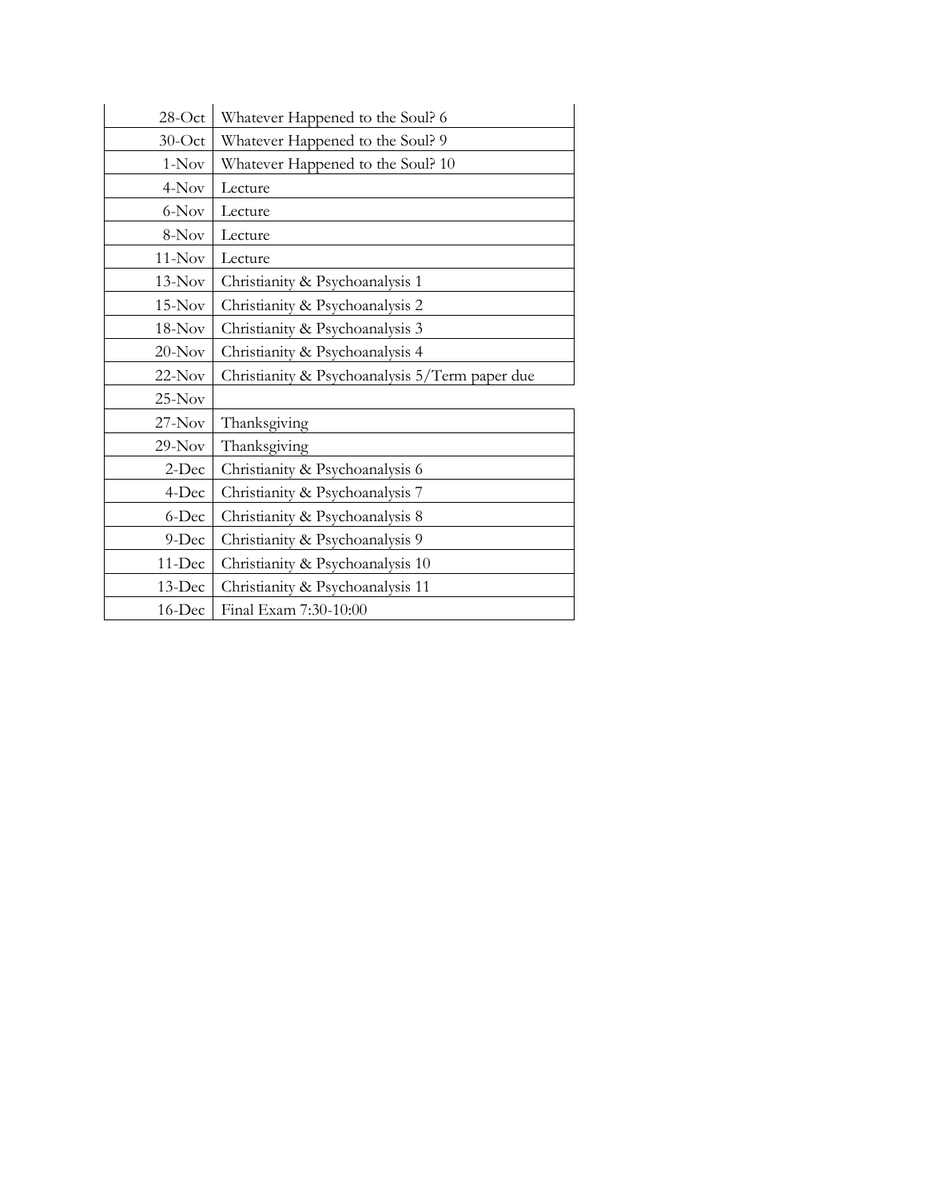| | |
|---|---|
| 28-Oct | Whatever Happened to the Soul? 6 |
| 30-Oct | Whatever Happened to the Soul? 9 |
| 1-Nov | Whatever Happened to the Soul? 10 |
| 4-Nov | Lecture |
| 6-Nov | Lecture |
| 8-Nov | Lecture |
| 11-Nov | Lecture |
| 13-Nov | Christianity & Psychoanalysis 1 |
| 15-Nov | Christianity & Psychoanalysis 2 |
| 18-Nov | Christianity & Psychoanalysis 3 |
| 20-Nov | Christianity & Psychoanalysis 4 |
| 22-Nov | Christianity & Psychoanalysis 5/Term paper due |
| 25-Nov | |
| 27-Nov | Thanksgiving |
| 29-Nov | Thanksgiving |
| 2-Dec | Christianity & Psychoanalysis 6 |
| 4-Dec | Christianity & Psychoanalysis 7 |
| 6-Dec | Christianity & Psychoanalysis 8 |
| 9-Dec | Christianity & Psychoanalysis 9 |
| 11-Dec | Christianity & Psychoanalysis 10 |
| 13-Dec | Christianity & Psychoanalysis 11 |
| 16-Dec | Final Exam 7:30-10:00 |